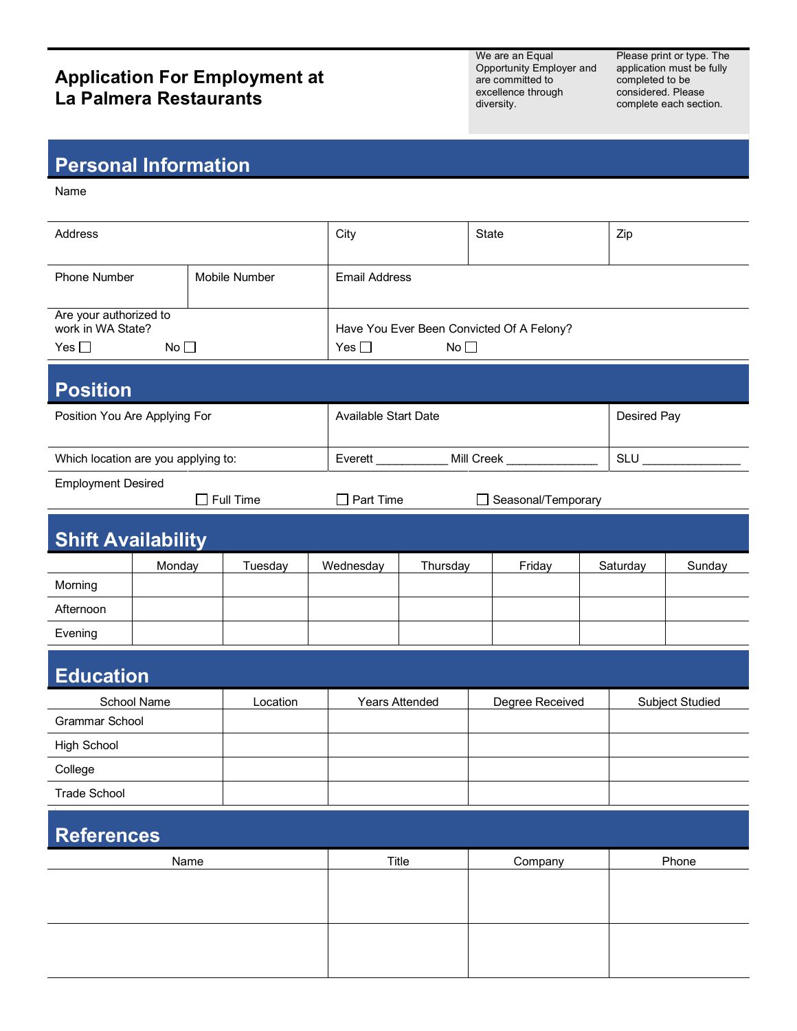# Application For Employment at La Palmera Restaurants

We are an Equal Opportunity Employer and are committed to excellence through diversity.

Please print or type. The application must be fully completed to be considered. Please complete each section.

## Personal Information

Name

| Address | City | State | Zip |
|---|---|---|---|
| | | | |

| Phone Number | Mobile Number | Email Address |
|---|---|---|
| | | |

| Are your authorized to work in WA State? | Have You Ever Been Convicted Of A Felony? |
|---|---|
| Yes ☐ No ☐ | Yes ☐ No ☐ |

## Position

| Position You Are Applying For | Available Start Date | Desired Pay |
|---|---|---|
| | | |

| Which location are you applying to: | Everett ___________ Mill Creek ______________ | SLU _______________ |
|---|---|---|

Employment Desired

☐ Full Time ☐ Part Time ☐ Seasonal/Temporary

## Shift Availability

| | Monday | Tuesday | Wednesday | Thursday | Friday | Saturday | Sunday |
|---|---|---|---|---|---|---|---|
| Morning | | | | | | | |
| Afternoon | | | | | | | |
| Evening | | | | | | | |

## Education

| School Name | Location | Years Attended | Degree Received | Subject Studied |
|---|---|---|---|---|
| Grammar School | | | | |
| High School | | | | |
| College | | | | |
| Trade School | | | | |

## References

| Name | Title | Company | Phone |
|---|---|---|---|
| | | | |
| | | | |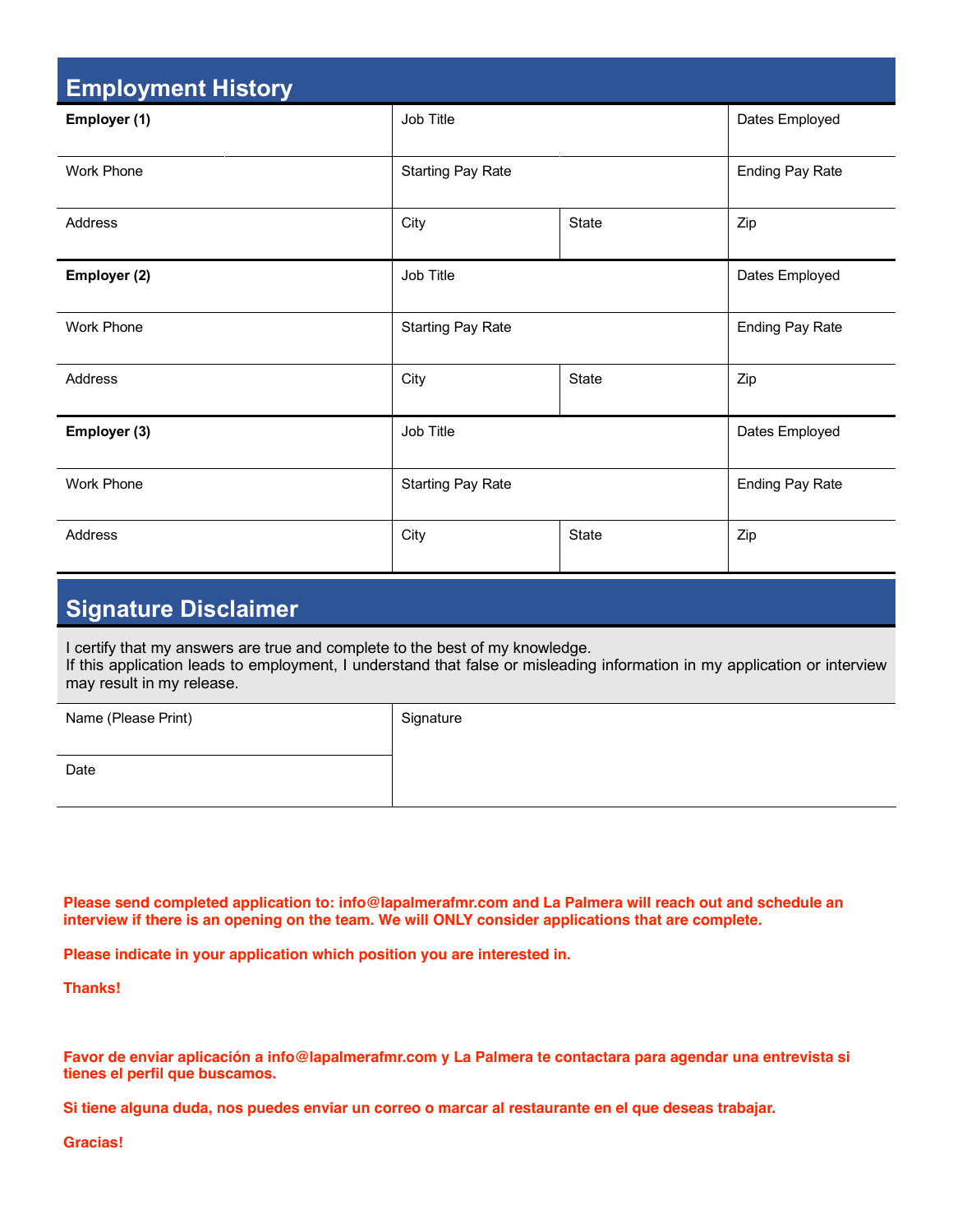## Employment History

| | | | |
|---|---|---|---|
| **Employer (1)** | Job Title | | Dates Employed |
| Work Phone | Starting Pay Rate | | Ending Pay Rate |
| Address | City | State | Zip |
| **Employer (2)** | Job Title | | Dates Employed |
| Work Phone | Starting Pay Rate | | Ending Pay Rate |
| Address | City | State | Zip |
| **Employer (3)** | Job Title | | Dates Employed |
| Work Phone | Starting Pay Rate | | Ending Pay Rate |
| Address | City | State | Zip |

## Signature Disclaimer

I certify that my answers are true and complete to the best of my knowledge.
If this application leads to employment, I understand that false or misleading information in my application or interview may result in my release.

| | |
|---|---|
| Name (Please Print) | Signature |
| Date | |

**Please send completed application to: info@lapalmerafmr.com and La Palmera will reach out and schedule an interview if there is an opening on the team. We will ONLY consider applications that are complete.**

**Please indicate in your application which position you are interested in.**

**Thanks!**

**Favor de enviar aplicación a info@lapalmerafmr.com y La Palmera te contactara para agendar una entrevista si tienes el perfil que buscamos.**

**Si tiene alguna duda, nos puedes enviar un correo o marcar al restaurante en el que deseas trabajar.**

**Gracias!**